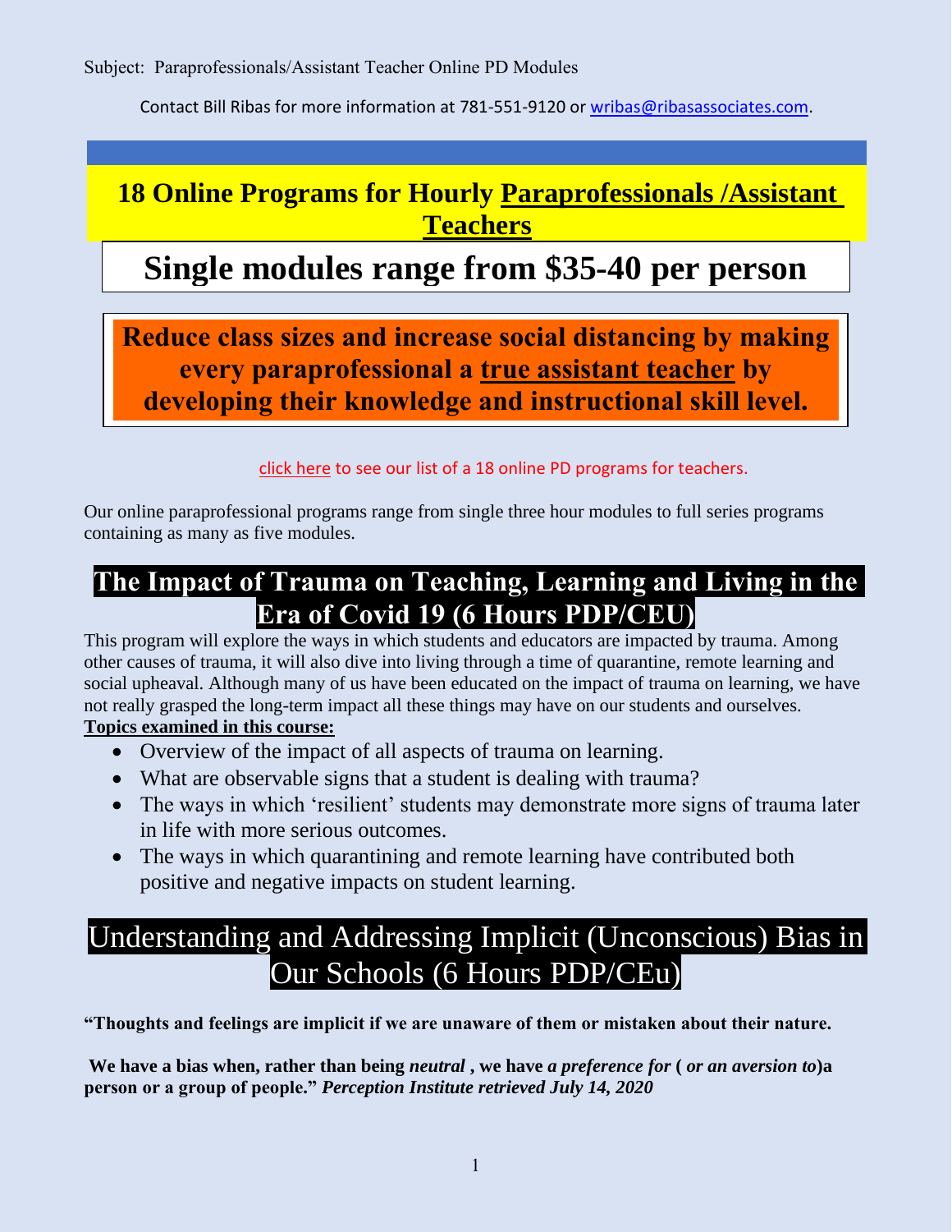Subject: Paraprofessionals/Assistant Teacher Online PD Modules

Contact Bill Ribas for more information at 781-551-9120 or wribas@ribasassociates.com.

# 18 Online Programs for Hourly Paraprofessionals /Assistant Teachers

# Single modules range from $35-40 per person

**Reduce class sizes and increase social distancing by making every paraprofessional a true assistant teacher by developing their knowledge and instructional skill level.**

click here to see our list of a 18 online PD programs for teachers.

Our online paraprofessional programs range from single three hour modules to full series programs containing as many as five modules.

## The Impact of Trauma on Teaching, Learning and Living in the Era of Covid 19 (6 Hours PDP/CEU)

This program will explore the ways in which students and educators are impacted by trauma. Among other causes of trauma, it will also dive into living through a time of quarantine, remote learning and social upheaval. Although many of us have been educated on the impact of trauma on learning, we have not really grasped the long-term impact all these things may have on our students and ourselves.

**Topics examined in this course:**

- Overview of the impact of all aspects of trauma on learning.
- What are observable signs that a student is dealing with trauma?
- The ways in which 'resilient' students may demonstrate more signs of trauma later in life with more serious outcomes.
- The ways in which quarantining and remote learning have contributed both positive and negative impacts on student learning.

## Understanding and Addressing Implicit (Unconscious) Bias in Our Schools (6 Hours PDP/CEu)

**"Thoughts and feelings are implicit if we are unaware of them or mistaken about their nature.**

**We have a bias when, rather than being *neutral* , we have *a preference for* ( *or an aversion to*)a person or a group of people."** ***Perception Institute retrieved July 14, 2020***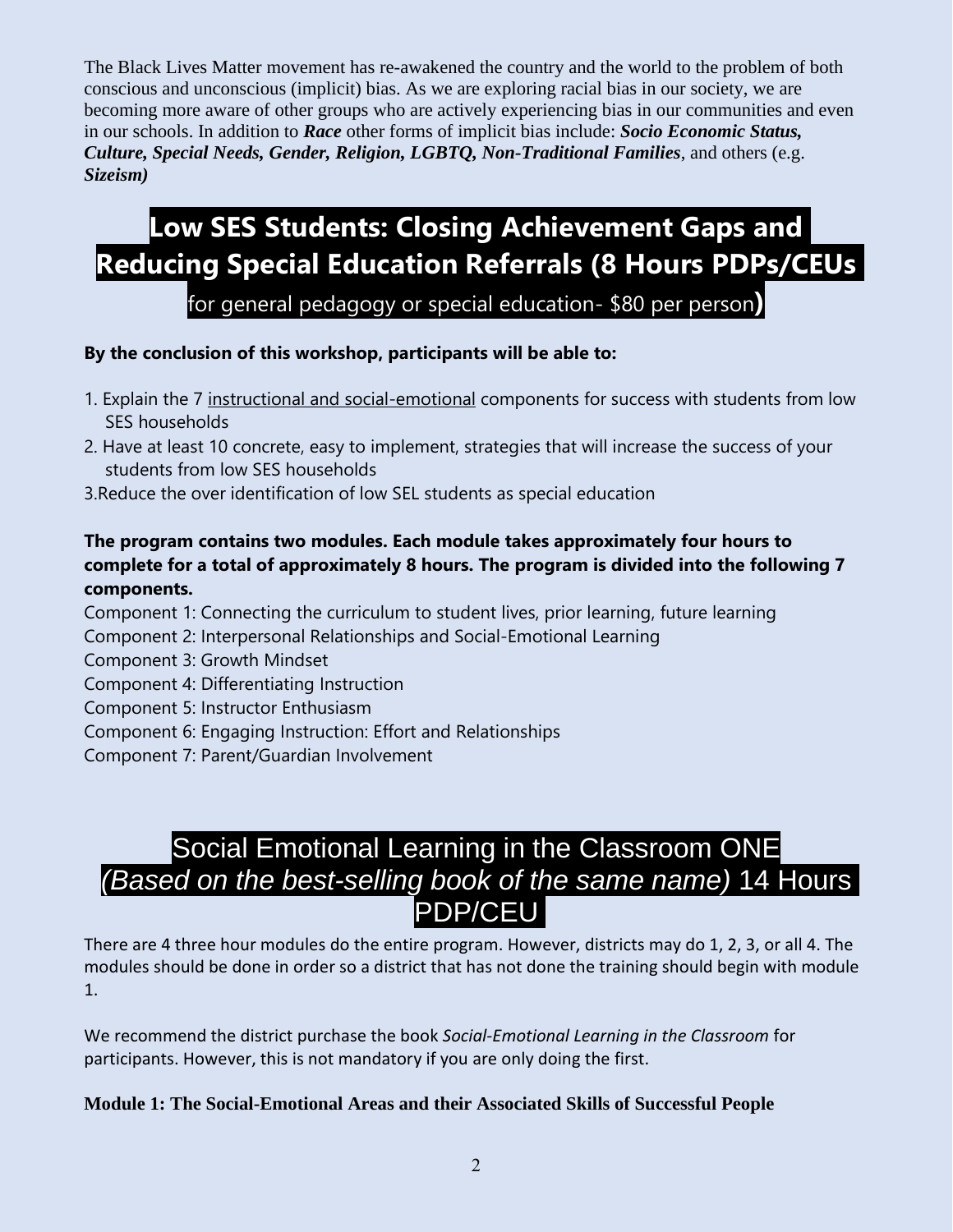The Black Lives Matter movement has re-awakened the country and the world to the problem of both conscious and unconscious (implicit) bias. As we are exploring racial bias in our society, we are becoming more aware of other groups who are actively experiencing bias in our communities and even in our schools. In addition to ***Race*** other forms of implicit bias include: ***Socio Economic Status, Culture, Special Needs, Gender, Religion, LGBTQ, Non-Traditional Families***, and others (e.g. ***Sizeism)***

## Low SES Students: Closing Achievement Gaps and Reducing Special Education Referrals (8 Hours PDPs/CEUs for general pedagogy or special education- $80 per person)

**By the conclusion of this workshop, participants will be able to:**

1. Explain the 7 instructional and social-emotional components for success with students from low SES households
2. Have at least 10 concrete, easy to implement, strategies that will increase the success of your students from low SES households
3. Reduce the over identification of low SEL students as special education

**The program contains two modules. Each module takes approximately four hours to complete for a total of approximately 8 hours. The program is divided into the following 7 components.**

Component 1: Connecting the curriculum to student lives, prior learning, future learning
Component 2: Interpersonal Relationships and Social-Emotional Learning
Component 3: Growth Mindset
Component 4: Differentiating Instruction
Component 5: Instructor Enthusiasm
Component 6: Engaging Instruction: Effort and Relationships
Component 7: Parent/Guardian Involvement

## Social Emotional Learning in the Classroom ONE *(Based on the best-selling book of the same name)* 14 Hours PDP/CEU

There are 4 three hour modules do the entire program. However, districts may do 1, 2, 3, or all 4. The modules should be done in order so a district that has not done the training should begin with module 1.

We recommend the district purchase the book *Social-Emotional Learning in the Classroom* for participants. However, this is not mandatory if you are only doing the first.

**Module 1: The Social-Emotional Areas and their Associated Skills of Successful People**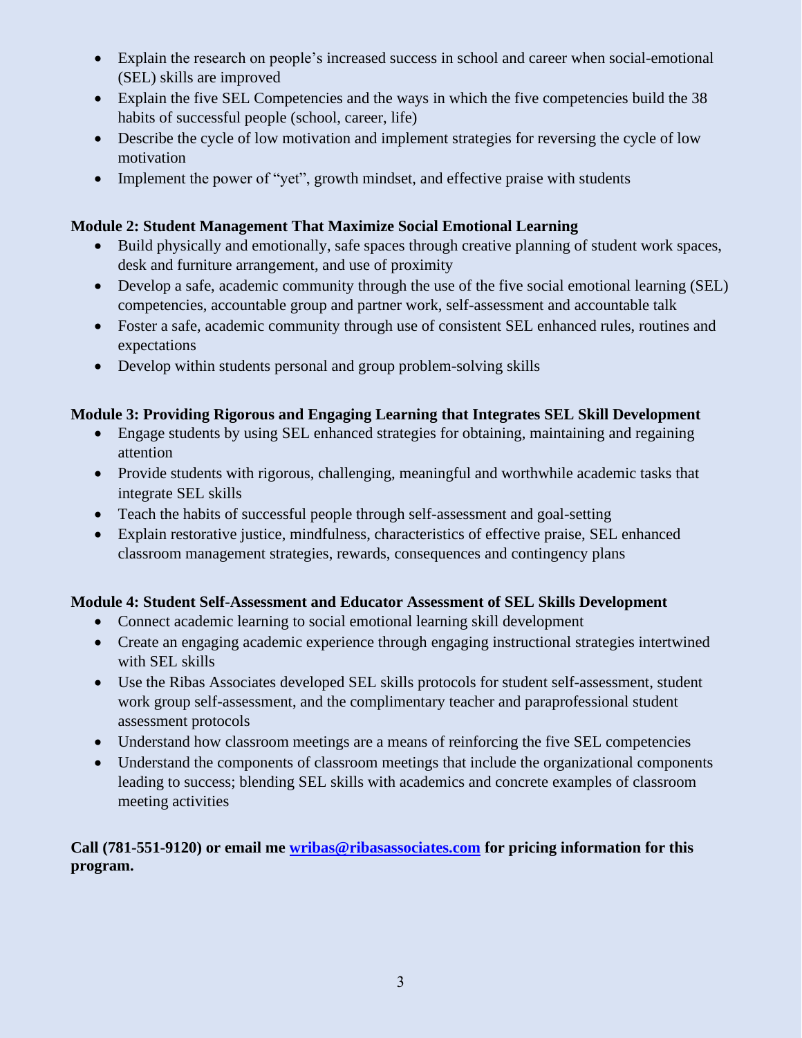- Explain the research on people's increased success in school and career when social-emotional (SEL) skills are improved
- Explain the five SEL Competencies and the ways in which the five competencies build the 38 habits of successful people (school, career, life)
- Describe the cycle of low motivation and implement strategies for reversing the cycle of low motivation
- Implement the power of "yet", growth mindset, and effective praise with students

**Module 2: Student Management That Maximize Social Emotional Learning**

- Build physically and emotionally, safe spaces through creative planning of student work spaces, desk and furniture arrangement, and use of proximity
- Develop a safe, academic community through the use of the five social emotional learning (SEL) competencies, accountable group and partner work, self-assessment and accountable talk
- Foster a safe, academic community through use of consistent SEL enhanced rules, routines and expectations
- Develop within students personal and group problem-solving skills

**Module 3: Providing Rigorous and Engaging Learning that Integrates SEL Skill Development**

- Engage students by using SEL enhanced strategies for obtaining, maintaining and regaining attention
- Provide students with rigorous, challenging, meaningful and worthwhile academic tasks that integrate SEL skills
- Teach the habits of successful people through self-assessment and goal-setting
- Explain restorative justice, mindfulness, characteristics of effective praise, SEL enhanced classroom management strategies, rewards, consequences and contingency plans

**Module 4: Student Self-Assessment and Educator Assessment of SEL Skills Development**

- Connect academic learning to social emotional learning skill development
- Create an engaging academic experience through engaging instructional strategies intertwined with SEL skills
- Use the Ribas Associates developed SEL skills protocols for student self-assessment, student work group self-assessment, and the complimentary teacher and paraprofessional student assessment protocols
- Understand how classroom meetings are a means of reinforcing the five SEL competencies
- Understand the components of classroom meetings that include the organizational components leading to success; blending SEL skills with academics and concrete examples of classroom meeting activities

**Call (781-551-9120) or email me [wribas@ribasassociates.com](mailto:wribas@ribasassociates.com) for pricing information for this program.**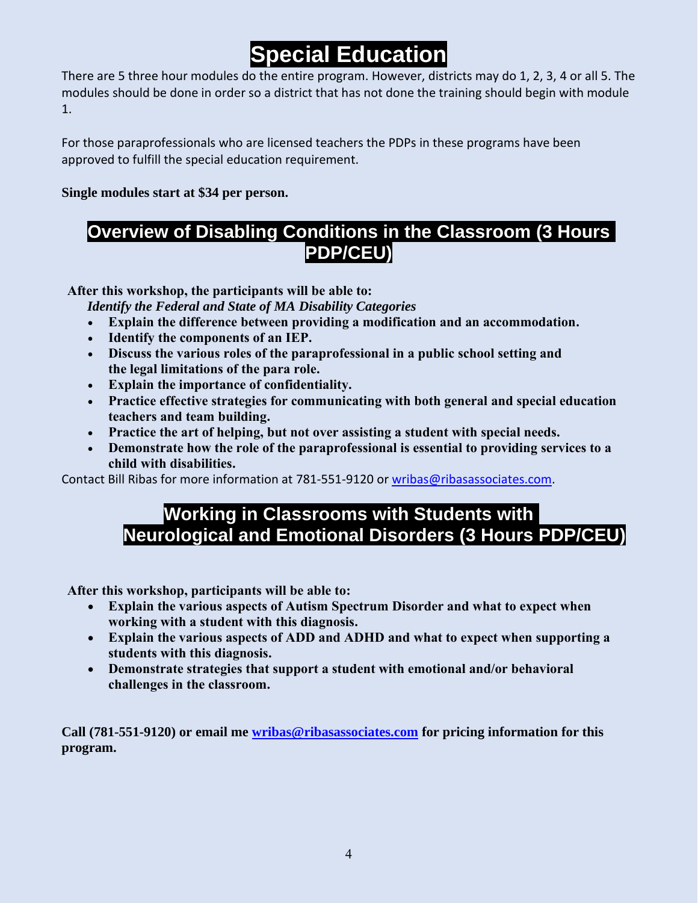# Special Education

There are 5 three hour modules do the entire program. However, districts may do 1, 2, 3, 4 or all 5. The modules should be done in order so a district that has not done the training should begin with module 1.

For those paraprofessionals who are licensed teachers the PDPs in these programs have been approved to fulfill the special education requirement.

**Single modules start at $34 per person.**

## Overview of Disabling Conditions in the Classroom (3 Hours PDP/CEU)

**After this workshop, the participants will be able to:**

***Identify the Federal and State of MA Disability Categories***

- **Explain the difference between providing a modification and an accommodation.**
- **Identify the components of an IEP.**
- **Discuss the various roles of the paraprofessional in a public school setting and the legal limitations of the para role.**
- **Explain the importance of confidentiality.**
- **Practice effective strategies for communicating with both general and special education teachers and team building.**
- **Practice the art of helping, but not over assisting a student with special needs.**
- **Demonstrate how the role of the paraprofessional is essential to providing services to a child with disabilities.**

Contact Bill Ribas for more information at 781-551-9120 or wribas@ribasassociates.com.

## Working in Classrooms with Students with Neurological and Emotional Disorders (3 Hours PDP/CEU)

**After this workshop, participants will be able to:**

- **Explain the various aspects of Autism Spectrum Disorder and what to expect when working with a student with this diagnosis.**
- **Explain the various aspects of ADD and ADHD and what to expect when supporting a students with this diagnosis.**
- **Demonstrate strategies that support a student with emotional and/or behavioral challenges in the classroom.**

**Call (781-551-9120) or email me wribas@ribasassociates.com for pricing information for this program.**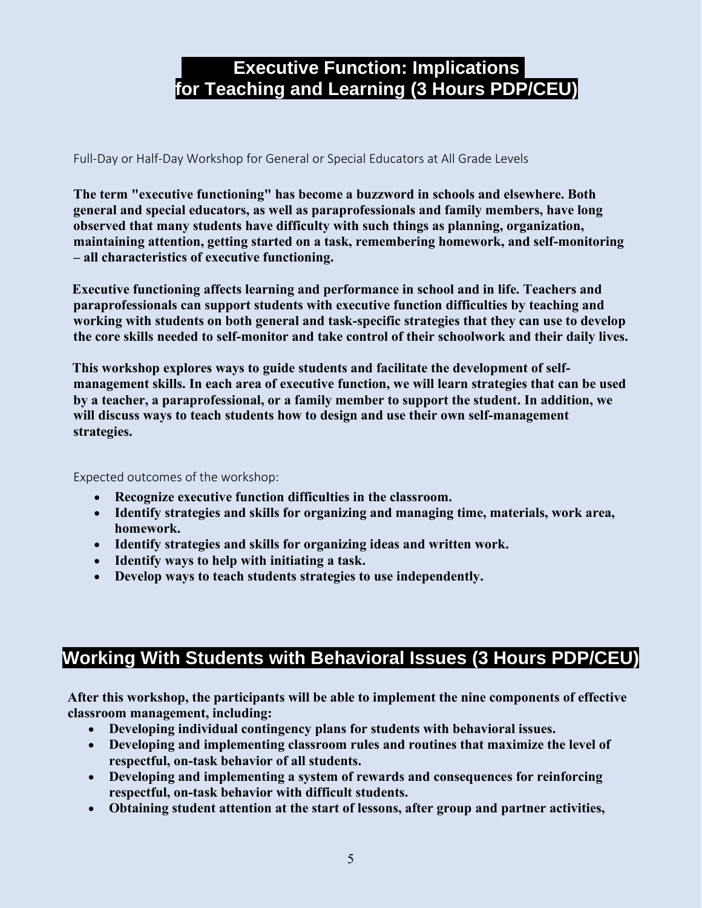# Executive Function: Implications for Teaching and Learning (3 Hours PDP/CEU)

Full-Day or Half-Day Workshop for General or Special Educators at All Grade Levels

**The term "executive functioning" has become a buzzword in schools and elsewhere. Both general and special educators, as well as paraprofessionals and family members, have long observed that many students have difficulty with such things as planning, organization, maintaining attention, getting started on a task, remembering homework, and self-monitoring – all characteristics of executive functioning.**

**Executive functioning affects learning and performance in school and in life. Teachers and paraprofessionals can support students with executive function difficulties by teaching and working with students on both general and task-specific strategies that they can use to develop the core skills needed to self-monitor and take control of their schoolwork and their daily lives.**

**This workshop explores ways to guide students and facilitate the development of self-management skills. In each area of executive function, we will learn strategies that can be used by a teacher, a paraprofessional, or a family member to support the student. In addition, we will discuss ways to teach students how to design and use their own self-management strategies.**

Expected outcomes of the workshop:

- **Recognize executive function difficulties in the classroom.**
- **Identify strategies and skills for organizing and managing time, materials, work area, homework.**
- **Identify strategies and skills for organizing ideas and written work.**
- **Identify ways to help with initiating a task.**
- **Develop ways to teach students strategies to use independently.**

# Working With Students with Behavioral Issues (3 Hours PDP/CEU)

**After this workshop, the participants will be able to implement the nine components of effective classroom management, including:**

- **Developing individual contingency plans for students with behavioral issues.**
- **Developing and implementing classroom rules and routines that maximize the level of respectful, on-task behavior of all students.**
- **Developing and implementing a system of rewards and consequences for reinforcing respectful, on-task behavior with difficult students.**
- **Obtaining student attention at the start of lessons, after group and partner activities,**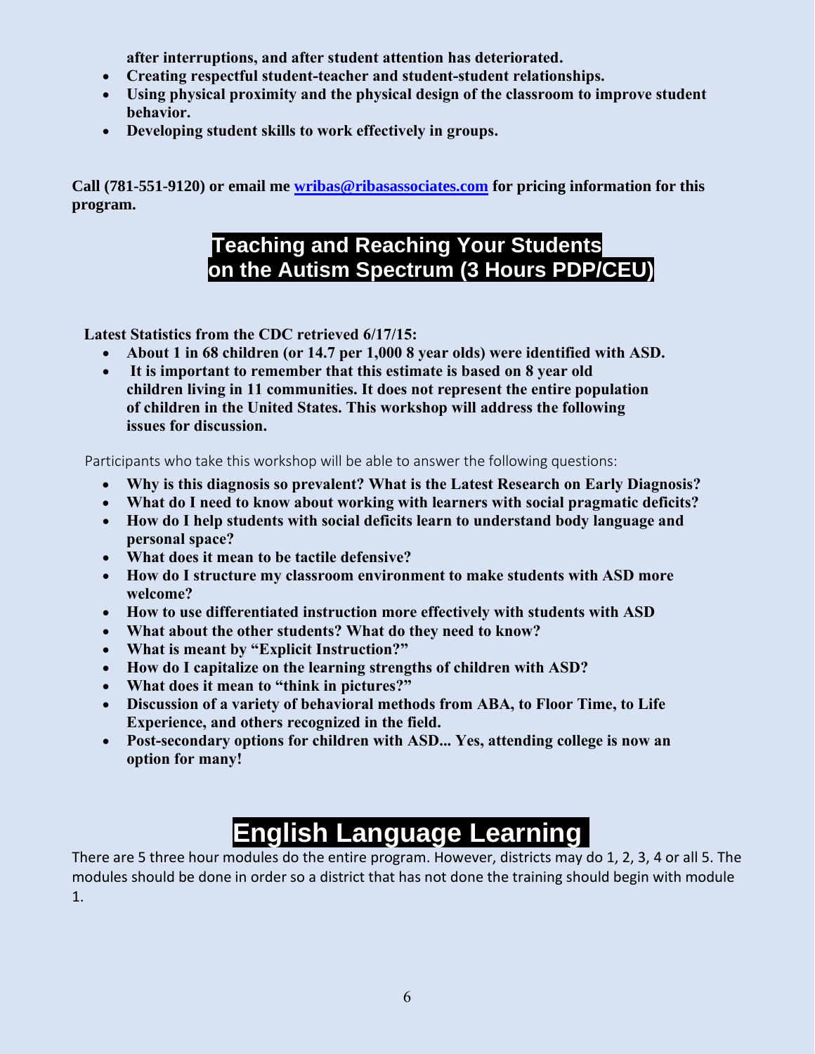after interruptions, and after student attention has deteriorated.

- **Creating respectful student-teacher and student-student relationships.**
- **Using physical proximity and the physical design of the classroom to improve student behavior.**
- **Developing student skills to work effectively in groups.**

**Call (781-551-9120) or email me [wribas@ribasassociates.com](mailto:wribas@ribasassociates.com) for pricing information for this program.**

## Teaching and Reaching Your Students on the Autism Spectrum (3 Hours PDP/CEU)

**Latest Statistics from the CDC retrieved 6/17/15:**

- **About 1 in 68 children (or 14.7 per 1,000 8 year olds) were identified with ASD.**
- **It is important to remember that this estimate is based on 8 year old children living in 11 communities. It does not represent the entire population of children in the United States. This workshop will address the following issues for discussion.**

Participants who take this workshop will be able to answer the following questions:

- **Why is this diagnosis so prevalent? What is the Latest Research on Early Diagnosis?**
- **What do I need to know about working with learners with social pragmatic deficits?**
- **How do I help students with social deficits learn to understand body language and personal space?**
- **What does it mean to be tactile defensive?**
- **How do I structure my classroom environment to make students with ASD more welcome?**
- **How to use differentiated instruction more effectively with students with ASD**
- **What about the other students? What do they need to know?**
- **What is meant by "Explicit Instruction?"**
- **How do I capitalize on the learning strengths of children with ASD?**
- **What does it mean to "think in pictures?"**
- **Discussion of a variety of behavioral methods from ABA, to Floor Time, to Life Experience, and others recognized in the field.**
- **Post-secondary options for children with ASD... Yes, attending college is now an option for many!**

## English Language Learning

There are 5 three hour modules do the entire program. However, districts may do 1, 2, 3, 4 or all 5. The modules should be done in order so a district that has not done the training should begin with module 1.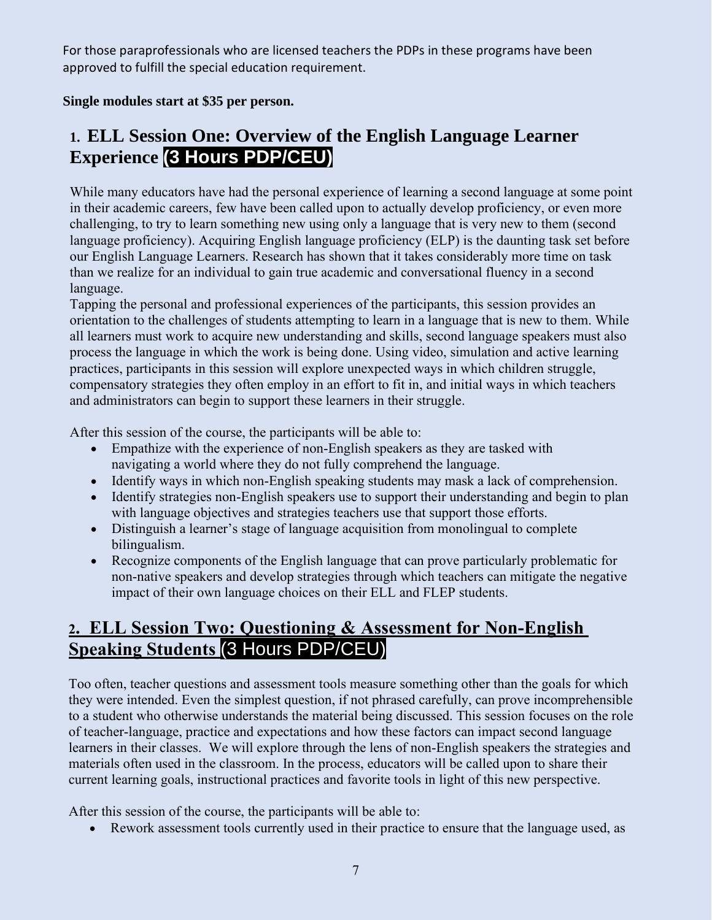For those paraprofessionals who are licensed teachers the PDPs in these programs have been approved to fulfill the special education requirement.

**Single modules start at $35 per person.**

## 1. ELL Session One: Overview of the English Language Learner Experience (3 Hours PDP/CEU)

While many educators have had the personal experience of learning a second language at some point in their academic careers, few have been called upon to actually develop proficiency, or even more challenging, to try to learn something new using only a language that is very new to them (second language proficiency). Acquiring English language proficiency (ELP) is the daunting task set before our English Language Learners. Research has shown that it takes considerably more time on task than we realize for an individual to gain true academic and conversational fluency in a second language.

Tapping the personal and professional experiences of the participants, this session provides an orientation to the challenges of students attempting to learn in a language that is new to them. While all learners must work to acquire new understanding and skills, second language speakers must also process the language in which the work is being done. Using video, simulation and active learning practices, participants in this session will explore unexpected ways in which children struggle, compensatory strategies they often employ in an effort to fit in, and initial ways in which teachers and administrators can begin to support these learners in their struggle.

After this session of the course, the participants will be able to:

- Empathize with the experience of non-English speakers as they are tasked with navigating a world where they do not fully comprehend the language.
- Identify ways in which non-English speaking students may mask a lack of comprehension.
- Identify strategies non-English speakers use to support their understanding and begin to plan with language objectives and strategies teachers use that support those efforts.
- Distinguish a learner's stage of language acquisition from monolingual to complete bilingualism.
- Recognize components of the English language that can prove particularly problematic for non-native speakers and develop strategies through which teachers can mitigate the negative impact of their own language choices on their ELL and FLEP students.

## 2. ELL Session Two: Questioning & Assessment for Non-English Speaking Students (3 Hours PDP/CEU)

Too often, teacher questions and assessment tools measure something other than the goals for which they were intended. Even the simplest question, if not phrased carefully, can prove incomprehensible to a student who otherwise understands the material being discussed. This session focuses on the role of teacher-language, practice and expectations and how these factors can impact second language learners in their classes. We will explore through the lens of non-English speakers the strategies and materials often used in the classroom. In the process, educators will be called upon to share their current learning goals, instructional practices and favorite tools in light of this new perspective.

After this session of the course, the participants will be able to:

- Rework assessment tools currently used in their practice to ensure that the language used, as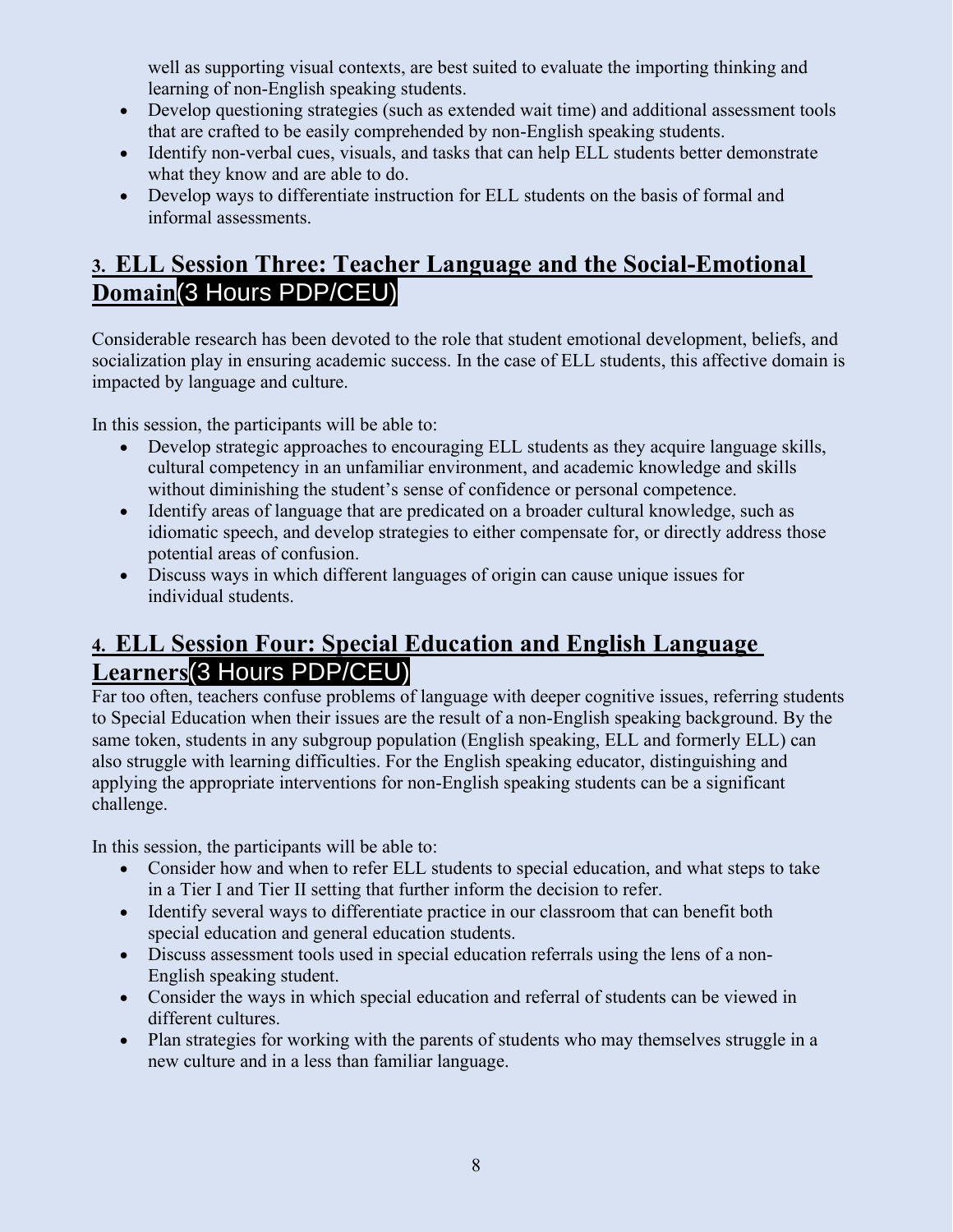well as supporting visual contexts, are best suited to evaluate the importing thinking and learning of non-English speaking students.

- Develop questioning strategies (such as extended wait time) and additional assessment tools that are crafted to be easily comprehended by non-English speaking students.
- Identify non-verbal cues, visuals, and tasks that can help ELL students better demonstrate what they know and are able to do.
- Develop ways to differentiate instruction for ELL students on the basis of formal and informal assessments.

## 3. ELL Session Three: Teacher Language and the Social-Emotional Domain (3 Hours PDP/CEU)

Considerable research has been devoted to the role that student emotional development, beliefs, and socialization play in ensuring academic success. In the case of ELL students, this affective domain is impacted by language and culture.

In this session, the participants will be able to:

- Develop strategic approaches to encouraging ELL students as they acquire language skills, cultural competency in an unfamiliar environment, and academic knowledge and skills without diminishing the student's sense of confidence or personal competence.
- Identify areas of language that are predicated on a broader cultural knowledge, such as idiomatic speech, and develop strategies to either compensate for, or directly address those potential areas of confusion.
- Discuss ways in which different languages of origin can cause unique issues for individual students.

## 4. ELL Session Four: Special Education and English Language Learners (3 Hours PDP/CEU)

Far too often, teachers confuse problems of language with deeper cognitive issues, referring students to Special Education when their issues are the result of a non-English speaking background. By the same token, students in any subgroup population (English speaking, ELL and formerly ELL) can also struggle with learning difficulties. For the English speaking educator, distinguishing and applying the appropriate interventions for non-English speaking students can be a significant challenge.

In this session, the participants will be able to:

- Consider how and when to refer ELL students to special education, and what steps to take in a Tier I and Tier II setting that further inform the decision to refer.
- Identify several ways to differentiate practice in our classroom that can benefit both special education and general education students.
- Discuss assessment tools used in special education referrals using the lens of a non-English speaking student.
- Consider the ways in which special education and referral of students can be viewed in different cultures.
- Plan strategies for working with the parents of students who may themselves struggle in a new culture and in a less than familiar language.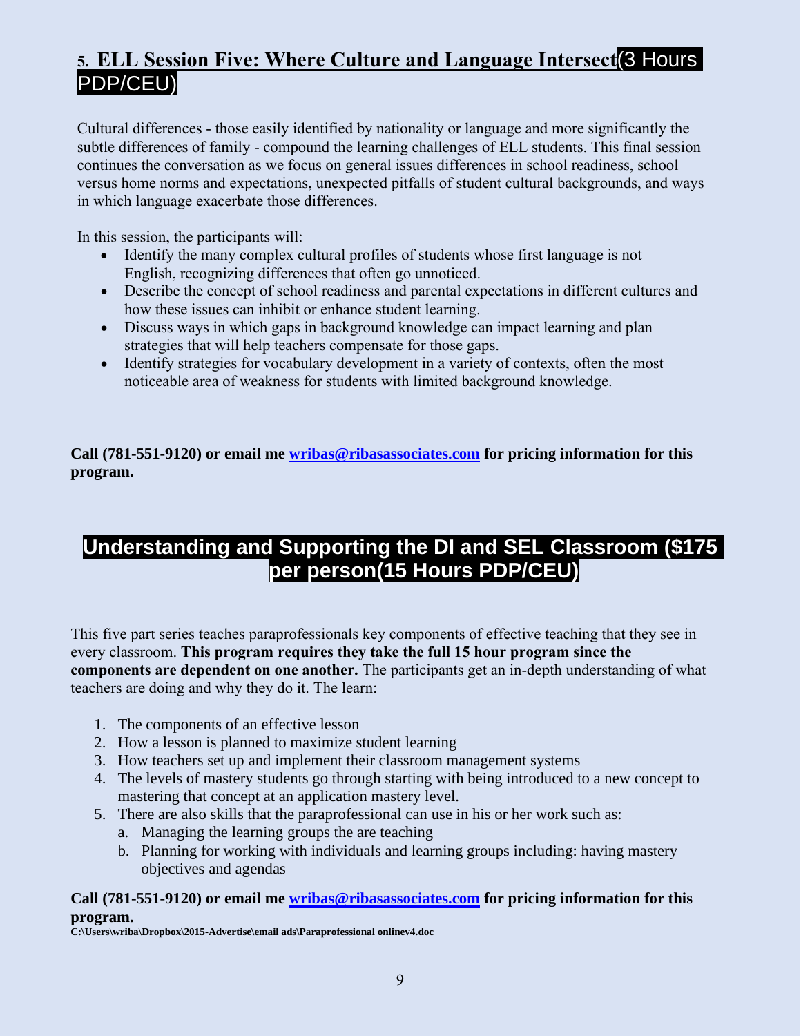## 5. ELL Session Five: Where Culture and Language Intersect (3 Hours PDP/CEU)

Cultural differences - those easily identified by nationality or language and more significantly the subtle differences of family - compound the learning challenges of ELL students. This final session continues the conversation as we focus on general issues differences in school readiness, school versus home norms and expectations, unexpected pitfalls of student cultural backgrounds, and ways in which language exacerbate those differences.

In this session, the participants will:

- Identify the many complex cultural profiles of students whose first language is not English, recognizing differences that often go unnoticed.
- Describe the concept of school readiness and parental expectations in different cultures and how these issues can inhibit or enhance student learning.
- Discuss ways in which gaps in background knowledge can impact learning and plan strategies that will help teachers compensate for those gaps.
- Identify strategies for vocabulary development in a variety of contexts, often the most noticeable area of weakness for students with limited background knowledge.

**Call (781-551-9120) or email me [wribas@ribasassociates.com](mailto:wribas@ribasassociates.com) for pricing information for this program.**

## Understanding and Supporting the DI and SEL Classroom ($175 per person(15 Hours PDP/CEU)

This five part series teaches paraprofessionals key components of effective teaching that they see in every classroom. **This program requires they take the full 15 hour program since the components are dependent on one another.** The participants get an in-depth understanding of what teachers are doing and why they do it. The learn:

1. The components of an effective lesson
2. How a lesson is planned to maximize student learning
3. How teachers set up and implement their classroom management systems
4. The levels of mastery students go through starting with being introduced to a new concept to mastering that concept at an application mastery level.
5. There are also skills that the paraprofessional can use in his or her work such as:
   a. Managing the learning groups the are teaching
   b. Planning for working with individuals and learning groups including: having mastery objectives and agendas

**Call (781-551-9120) or email me [wribas@ribasassociates.com](mailto:wribas@ribasassociates.com) for pricing information for this program.**

**C:\Users\wriba\Dropbox\2015-Advertise\email ads\Paraprofessional onlinev4.doc**